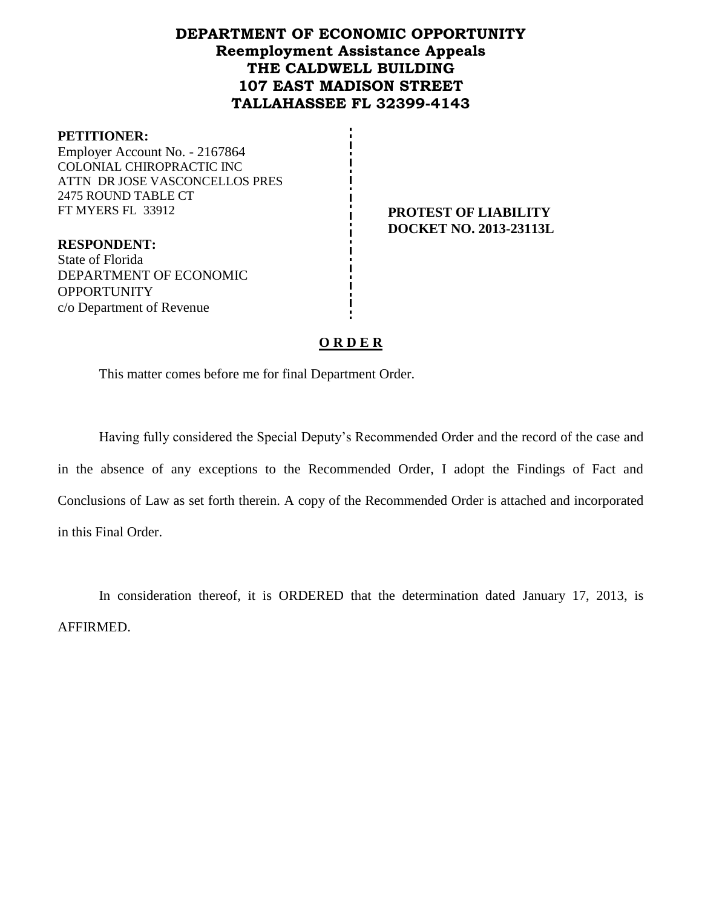# DEPARTMENT OF ECONOMIC OPPORTUNITY
## Reemployment Assistance Appeals
## THE CALDWELL BUILDING
## 107 EAST MADISON STREET
## TALLAHASSEE FL 32399-4143

**PETITIONER:**
Employer Account No. - 2167864
COLONIAL CHIROPRACTIC INC
ATTN DR JOSE VASCONCELLOS PRES
2475 ROUND TABLE CT
FT MYERS FL 33912

**PROTEST OF LIABILITY**
**DOCKET NO. 2013-23113L**

**RESPONDENT:**
State of Florida
DEPARTMENT OF ECONOMIC OPPORTUNITY
c/o Department of Revenue

## O R D E R

This matter comes before me for final Department Order.

Having fully considered the Special Deputy's Recommended Order and the record of the case and in the absence of any exceptions to the Recommended Order, I adopt the Findings of Fact and Conclusions of Law as set forth therein. A copy of the Recommended Order is attached and incorporated in this Final Order.

In consideration thereof, it is ORDERED that the determination dated January 17, 2013, is AFFIRMED.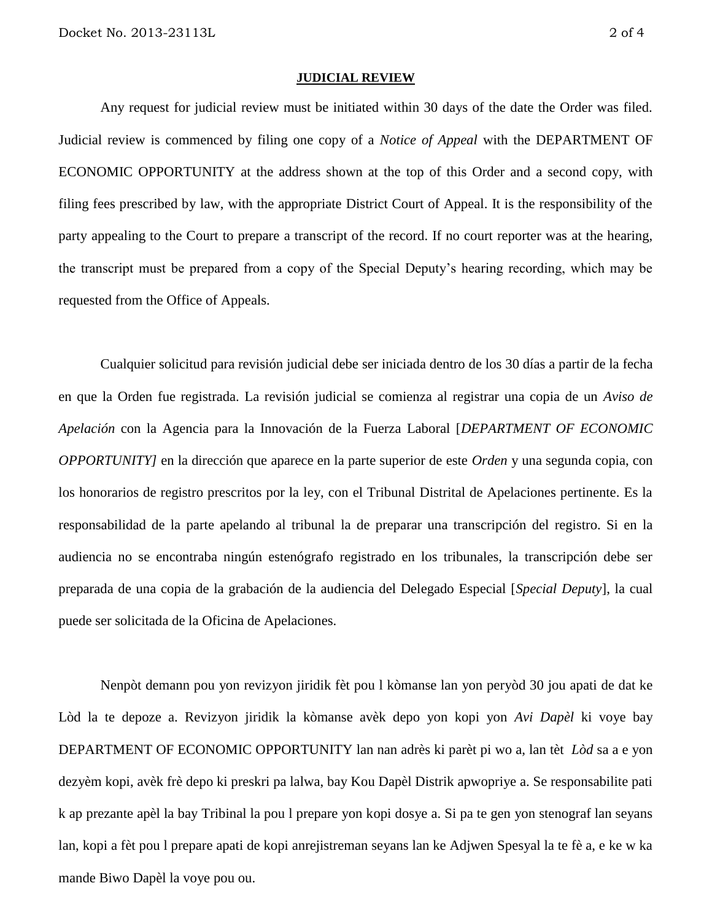**JUDICIAL REVIEW**

Any request for judicial review must be initiated within 30 days of the date the Order was filed. Judicial review is commenced by filing one copy of a *Notice of Appeal* with the DEPARTMENT OF ECONOMIC OPPORTUNITY at the address shown at the top of this Order and a second copy, with filing fees prescribed by law, with the appropriate District Court of Appeal. It is the responsibility of the party appealing to the Court to prepare a transcript of the record. If no court reporter was at the hearing, the transcript must be prepared from a copy of the Special Deputy's hearing recording, which may be requested from the Office of Appeals.

Cualquier solicitud para revisión judicial debe ser iniciada dentro de los 30 días a partir de la fecha en que la Orden fue registrada. La revisión judicial se comienza al registrar una copia de un *Aviso de Apelación* con la Agencia para la Innovación de la Fuerza Laboral [*DEPARTMENT OF ECONOMIC OPPORTUNITY]* en la dirección que aparece en la parte superior de este *Orden* y una segunda copia, con los honorarios de registro prescritos por la ley, con el Tribunal Distrital de Apelaciones pertinente. Es la responsabilidad de la parte apelando al tribunal la de preparar una transcripción del registro. Si en la audiencia no se encontraba ningún estenógrafo registrado en los tribunales, la transcripción debe ser preparada de una copia de la grabación de la audiencia del Delegado Especial [*Special Deputy*], la cual puede ser solicitada de la Oficina de Apelaciones.

Nenpòt demann pou yon revizyon jiridik fèt pou l kòmanse lan yon peryòd 30 jou apati de dat ke Lòd la te depoze a. Revizyon jiridik la kòmanse avèk depo yon kopi yon *Avi Dapèl* ki voye bay DEPARTMENT OF ECONOMIC OPPORTUNITY lan nan adrès ki parèt pi wo a, lan tèt *Lòd* sa a e yon dezyèm kopi, avèk frè depo ki preskri pa lalwa, bay Kou Dapèl Distrik apwopriye a. Se responsabilite pati k ap prezante apèl la bay Tribinal la pou l prepare yon kopi dosye a. Si pa te gen yon stenograf lan seyans lan, kopi a fèt pou l prepare apati de kopi anrejistreman seyans lan ke Adjwen Spesyal la te fè a, e ke w ka mande Biwo Dapèl la voye pou ou.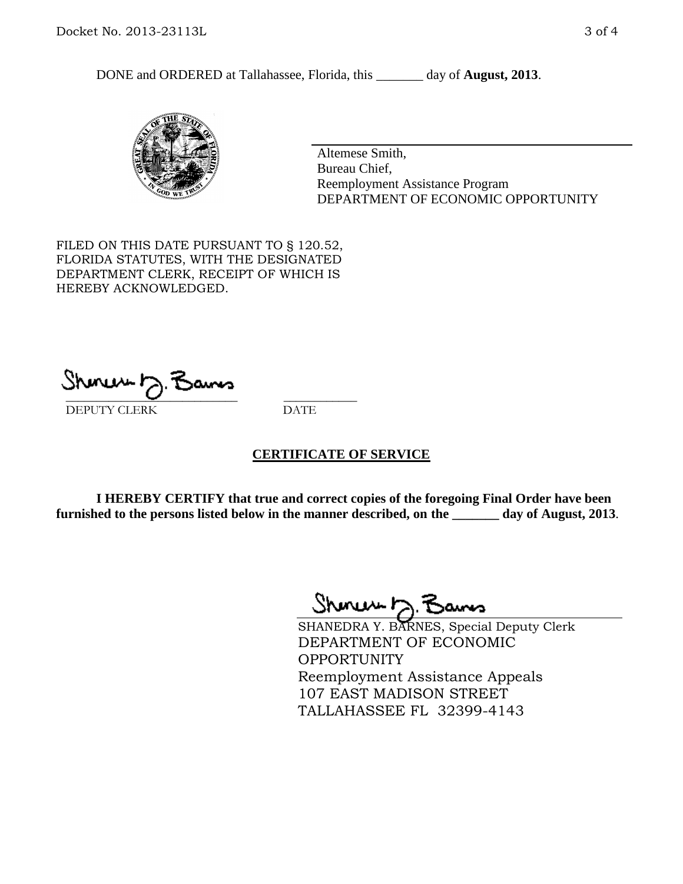DONE and ORDERED at Tallahassee, Florida, this _______ day of **August, 2013**.

Altemese Smith,
Bureau Chief,
Reemployment Assistance Program
DEPARTMENT OF ECONOMIC OPPORTUNITY

FILED ON THIS DATE PURSUANT TO § 120.52, FLORIDA STATUTES, WITH THE DESIGNATED DEPARTMENT CLERK, RECEIPT OF WHICH IS HEREBY ACKNOWLEDGED.

_____________________________ ___________
DEPUTY CLERK DATE

## CERTIFICATE OF SERVICE

**I HEREBY CERTIFY that true and correct copies of the foregoing Final Order have been furnished to the persons listed below in the manner described, on the _______ day of August, 2013**.

SHANEDRA Y. BARNES, Special Deputy Clerk
DEPARTMENT OF ECONOMIC OPPORTUNITY
Reemployment Assistance Appeals
107 EAST MADISON STREET
TALLAHASSEE FL 32399-4143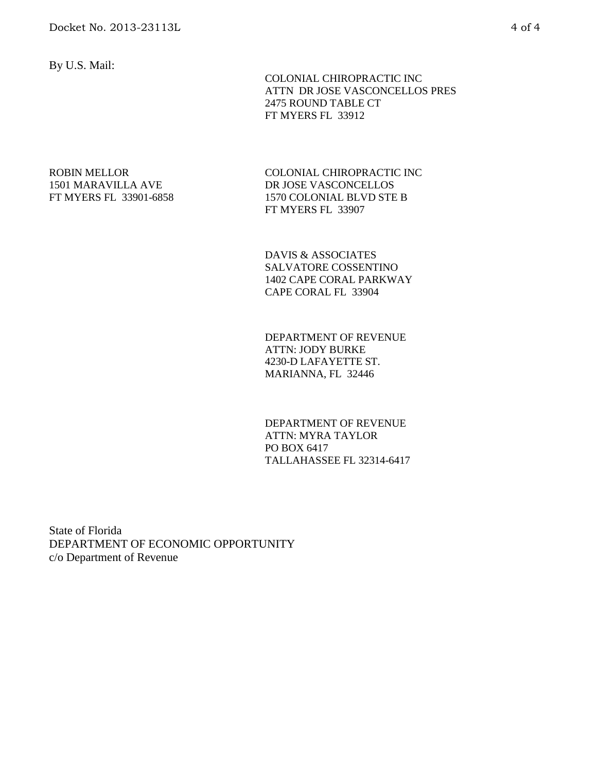By U.S. Mail:

COLONIAL CHIROPRACTIC INC
ATTN DR JOSE VASCONCELLOS PRES
2475 ROUND TABLE CT
FT MYERS FL 33912

ROBIN MELLOR
1501 MARAVILLA AVE
FT MYERS FL 33901-6858

COLONIAL CHIROPRACTIC INC
DR JOSE VASCONCELLOS
1570 COLONIAL BLVD STE B
FT MYERS FL 33907

DAVIS & ASSOCIATES
SALVATORE COSSENTINO
1402 CAPE CORAL PARKWAY
CAPE CORAL FL 33904

DEPARTMENT OF REVENUE
ATTN: JODY BURKE
4230-D LAFAYETTE ST.
MARIANNA, FL 32446

DEPARTMENT OF REVENUE
ATTN: MYRA TAYLOR
PO BOX 6417
TALLAHASSEE FL 32314-6417

State of Florida
DEPARTMENT OF ECONOMIC OPPORTUNITY
c/o Department of Revenue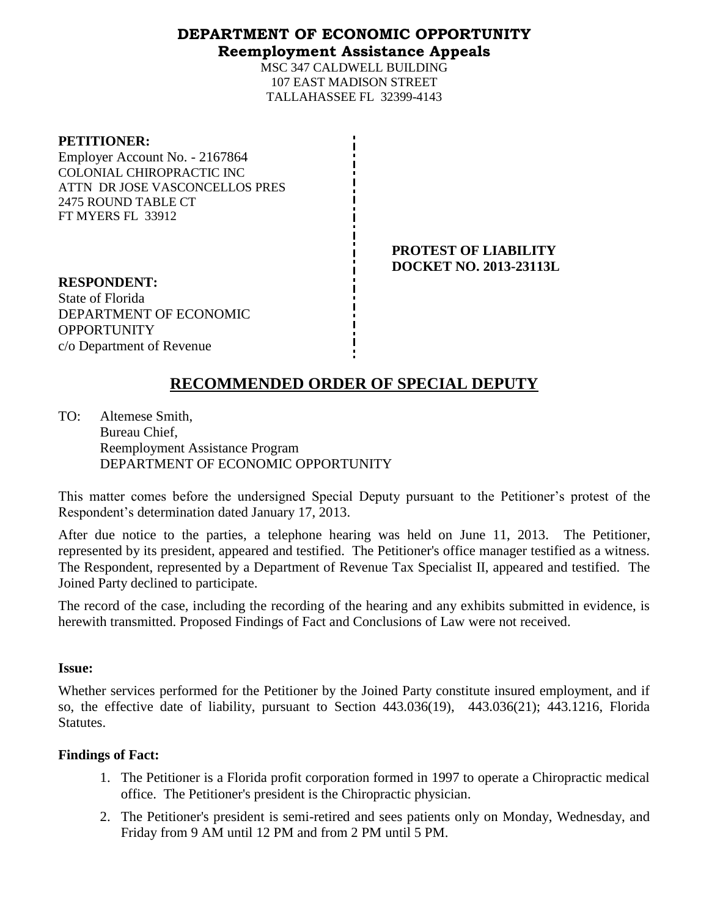# DEPARTMENT OF ECONOMIC OPPORTUNITY
## Reemployment Assistance Appeals

MSC 347 CALDWELL BUILDING
107 EAST MADISON STREET
TALLAHASSEE FL 32399-4143

**PETITIONER:**
Employer Account No. - 2167864
COLONIAL CHIROPRACTIC INC
ATTN DR JOSE VASCONCELLOS PRES
2475 ROUND TABLE CT
FT MYERS FL 33912

**PROTEST OF LIABILITY**
**DOCKET NO. 2013-23113L**

**RESPONDENT:**
State of Florida
DEPARTMENT OF ECONOMIC OPPORTUNITY
c/o Department of Revenue

## RECOMMENDED ORDER OF SPECIAL DEPUTY

TO: Altemese Smith,
Bureau Chief,
Reemployment Assistance Program
DEPARTMENT OF ECONOMIC OPPORTUNITY

This matter comes before the undersigned Special Deputy pursuant to the Petitioner's protest of the Respondent's determination dated January 17, 2013.

After due notice to the parties, a telephone hearing was held on June 11, 2013. The Petitioner, represented by its president, appeared and testified. The Petitioner's office manager testified as a witness. The Respondent, represented by a Department of Revenue Tax Specialist II, appeared and testified. The Joined Party declined to participate.

The record of the case, including the recording of the hearing and any exhibits submitted in evidence, is herewith transmitted. Proposed Findings of Fact and Conclusions of Law were not received.

**Issue:**

Whether services performed for the Petitioner by the Joined Party constitute insured employment, and if so, the effective date of liability, pursuant to Section 443.036(19), 443.036(21); 443.1216, Florida Statutes.

**Findings of Fact:**

1. The Petitioner is a Florida profit corporation formed in 1997 to operate a Chiropractic medical office. The Petitioner's president is the Chiropractic physician.
2. The Petitioner's president is semi-retired and sees patients only on Monday, Wednesday, and Friday from 9 AM until 12 PM and from 2 PM until 5 PM.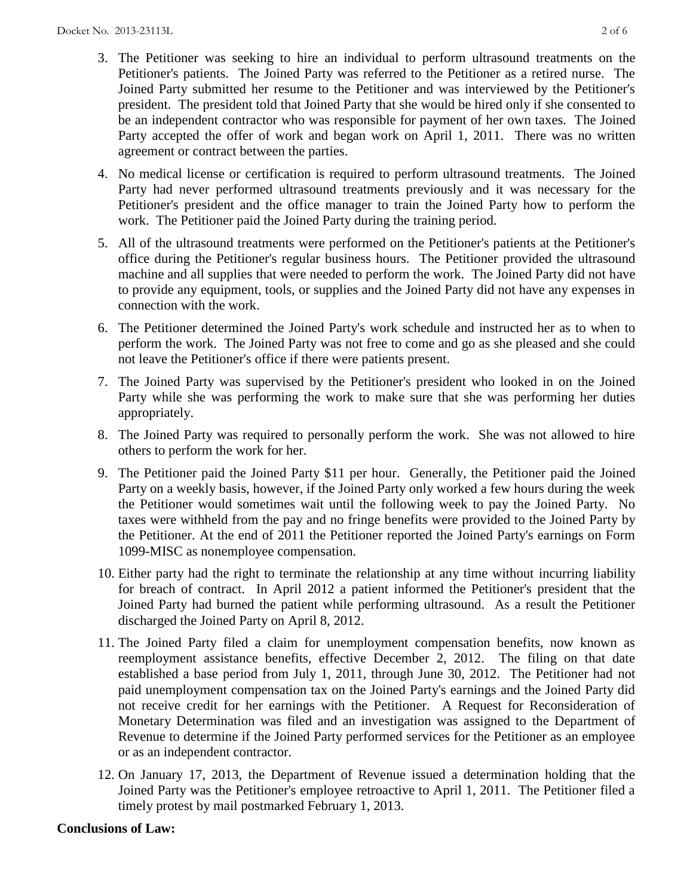3. The Petitioner was seeking to hire an individual to perform ultrasound treatments on the Petitioner's patients. The Joined Party was referred to the Petitioner as a retired nurse. The Joined Party submitted her resume to the Petitioner and was interviewed by the Petitioner's president. The president told that Joined Party that she would be hired only if she consented to be an independent contractor who was responsible for payment of her own taxes. The Joined Party accepted the offer of work and began work on April 1, 2011. There was no written agreement or contract between the parties.

4. No medical license or certification is required to perform ultrasound treatments. The Joined Party had never performed ultrasound treatments previously and it was necessary for the Petitioner's president and the office manager to train the Joined Party how to perform the work. The Petitioner paid the Joined Party during the training period.

5. All of the ultrasound treatments were performed on the Petitioner's patients at the Petitioner's office during the Petitioner's regular business hours. The Petitioner provided the ultrasound machine and all supplies that were needed to perform the work. The Joined Party did not have to provide any equipment, tools, or supplies and the Joined Party did not have any expenses in connection with the work.

6. The Petitioner determined the Joined Party's work schedule and instructed her as to when to perform the work. The Joined Party was not free to come and go as she pleased and she could not leave the Petitioner's office if there were patients present.

7. The Joined Party was supervised by the Petitioner's president who looked in on the Joined Party while she was performing the work to make sure that she was performing her duties appropriately.

8. The Joined Party was required to personally perform the work. She was not allowed to hire others to perform the work for her.

9. The Petitioner paid the Joined Party $11 per hour. Generally, the Petitioner paid the Joined Party on a weekly basis, however, if the Joined Party only worked a few hours during the week the Petitioner would sometimes wait until the following week to pay the Joined Party. No taxes were withheld from the pay and no fringe benefits were provided to the Joined Party by the Petitioner. At the end of 2011 the Petitioner reported the Joined Party's earnings on Form 1099-MISC as nonemployee compensation.

10. Either party had the right to terminate the relationship at any time without incurring liability for breach of contract. In April 2012 a patient informed the Petitioner's president that the Joined Party had burned the patient while performing ultrasound. As a result the Petitioner discharged the Joined Party on April 8, 2012.

11. The Joined Party filed a claim for unemployment compensation benefits, now known as reemployment assistance benefits, effective December 2, 2012. The filing on that date established a base period from July 1, 2011, through June 30, 2012. The Petitioner had not paid unemployment compensation tax on the Joined Party's earnings and the Joined Party did not receive credit for her earnings with the Petitioner. A Request for Reconsideration of Monetary Determination was filed and an investigation was assigned to the Department of Revenue to determine if the Joined Party performed services for the Petitioner as an employee or as an independent contractor.

12. On January 17, 2013, the Department of Revenue issued a determination holding that the Joined Party was the Petitioner's employee retroactive to April 1, 2011. The Petitioner filed a timely protest by mail postmarked February 1, 2013.

**Conclusions of Law:**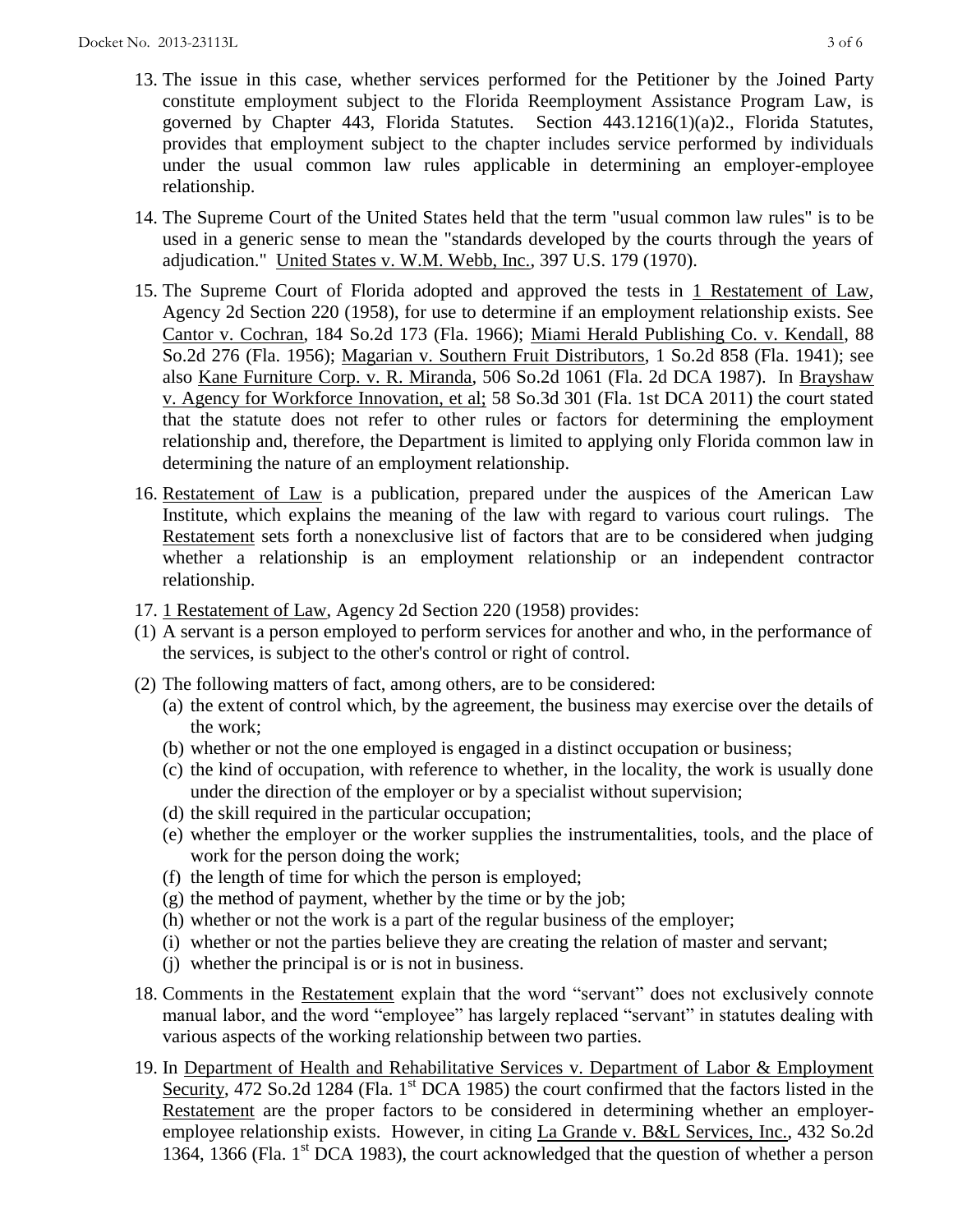13. The issue in this case, whether services performed for the Petitioner by the Joined Party constitute employment subject to the Florida Reemployment Assistance Program Law, is governed by Chapter 443, Florida Statutes. Section 443.1216(1)(a)2., Florida Statutes, provides that employment subject to the chapter includes service performed by individuals under the usual common law rules applicable in determining an employer-employee relationship.

14. The Supreme Court of the United States held that the term "usual common law rules" is to be used in a generic sense to mean the "standards developed by the courts through the years of adjudication." United States v. W.M. Webb, Inc., 397 U.S. 179 (1970).

15. The Supreme Court of Florida adopted and approved the tests in 1 Restatement of Law, Agency 2d Section 220 (1958), for use to determine if an employment relationship exists. See Cantor v. Cochran, 184 So.2d 173 (Fla. 1966); Miami Herald Publishing Co. v. Kendall, 88 So.2d 276 (Fla. 1956); Magarian v. Southern Fruit Distributors, 1 So.2d 858 (Fla. 1941); see also Kane Furniture Corp. v. R. Miranda, 506 So.2d 1061 (Fla. 2d DCA 1987). In Brayshaw v. Agency for Workforce Innovation, et al; 58 So.3d 301 (Fla. 1st DCA 2011) the court stated that the statute does not refer to other rules or factors for determining the employment relationship and, therefore, the Department is limited to applying only Florida common law in determining the nature of an employment relationship.

16. Restatement of Law is a publication, prepared under the auspices of the American Law Institute, which explains the meaning of the law with regard to various court rulings. The Restatement sets forth a nonexclusive list of factors that are to be considered when judging whether a relationship is an employment relationship or an independent contractor relationship.

17. 1 Restatement of Law, Agency 2d Section 220 (1958) provides:

(1) A servant is a person employed to perform services for another and who, in the performance of the services, is subject to the other's control or right of control.

(2) The following matters of fact, among others, are to be considered:
   - (a) the extent of control which, by the agreement, the business may exercise over the details of the work;
   - (b) whether or not the one employed is engaged in a distinct occupation or business;
   - (c) the kind of occupation, with reference to whether, in the locality, the work is usually done under the direction of the employer or by a specialist without supervision;
   - (d) the skill required in the particular occupation;
   - (e) whether the employer or the worker supplies the instrumentalities, tools, and the place of work for the person doing the work;
   - (f) the length of time for which the person is employed;
   - (g) the method of payment, whether by the time or by the job;
   - (h) whether or not the work is a part of the regular business of the employer;
   - (i) whether or not the parties believe they are creating the relation of master and servant;
   - (j) whether the principal is or is not in business.

18. Comments in the Restatement explain that the word "servant" does not exclusively connote manual labor, and the word "employee" has largely replaced "servant" in statutes dealing with various aspects of the working relationship between two parties.

19. In Department of Health and Rehabilitative Services v. Department of Labor & Employment Security, 472 So.2d 1284 (Fla. 1st DCA 1985) the court confirmed that the factors listed in the Restatement are the proper factors to be considered in determining whether an employer-employee relationship exists. However, in citing La Grande v. B&L Services, Inc., 432 So.2d 1364, 1366 (Fla. 1st DCA 1983), the court acknowledged that the question of whether a person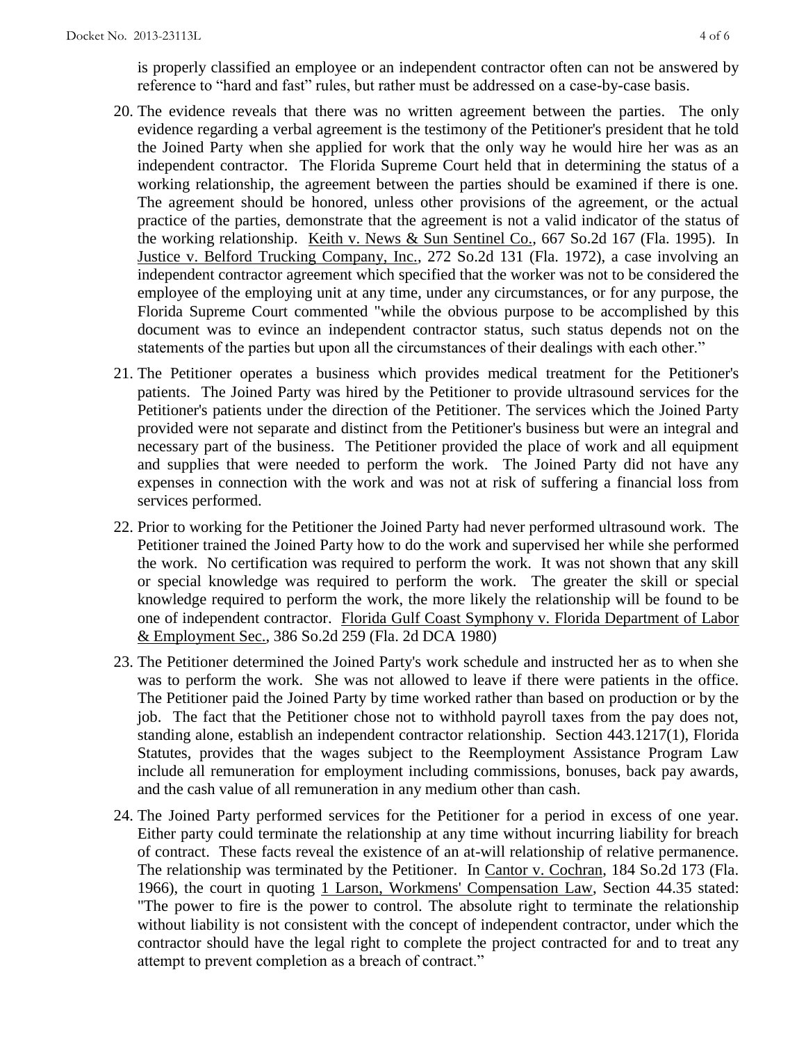is properly classified an employee or an independent contractor often can not be answered by reference to "hard and fast" rules, but rather must be addressed on a case-by-case basis.

20. The evidence reveals that there was no written agreement between the parties. The only evidence regarding a verbal agreement is the testimony of the Petitioner's president that he told the Joined Party when she applied for work that the only way he would hire her was as an independent contractor. The Florida Supreme Court held that in determining the status of a working relationship, the agreement between the parties should be examined if there is one. The agreement should be honored, unless other provisions of the agreement, or the actual practice of the parties, demonstrate that the agreement is not a valid indicator of the status of the working relationship. Keith v. News & Sun Sentinel Co., 667 So.2d 167 (Fla. 1995). In Justice v. Belford Trucking Company, Inc., 272 So.2d 131 (Fla. 1972), a case involving an independent contractor agreement which specified that the worker was not to be considered the employee of the employing unit at any time, under any circumstances, or for any purpose, the Florida Supreme Court commented "while the obvious purpose to be accomplished by this document was to evince an independent contractor status, such status depends not on the statements of the parties but upon all the circumstances of their dealings with each other."

21. The Petitioner operates a business which provides medical treatment for the Petitioner's patients. The Joined Party was hired by the Petitioner to provide ultrasound services for the Petitioner's patients under the direction of the Petitioner. The services which the Joined Party provided were not separate and distinct from the Petitioner's business but were an integral and necessary part of the business. The Petitioner provided the place of work and all equipment and supplies that were needed to perform the work. The Joined Party did not have any expenses in connection with the work and was not at risk of suffering a financial loss from services performed.

22. Prior to working for the Petitioner the Joined Party had never performed ultrasound work. The Petitioner trained the Joined Party how to do the work and supervised her while she performed the work. No certification was required to perform the work. It was not shown that any skill or special knowledge was required to perform the work. The greater the skill or special knowledge required to perform the work, the more likely the relationship will be found to be one of independent contractor. Florida Gulf Coast Symphony v. Florida Department of Labor & Employment Sec., 386 So.2d 259 (Fla. 2d DCA 1980)

23. The Petitioner determined the Joined Party's work schedule and instructed her as to when she was to perform the work. She was not allowed to leave if there were patients in the office. The Petitioner paid the Joined Party by time worked rather than based on production or by the job. The fact that the Petitioner chose not to withhold payroll taxes from the pay does not, standing alone, establish an independent contractor relationship. Section 443.1217(1), Florida Statutes, provides that the wages subject to the Reemployment Assistance Program Law include all remuneration for employment including commissions, bonuses, back pay awards, and the cash value of all remuneration in any medium other than cash.

24. The Joined Party performed services for the Petitioner for a period in excess of one year. Either party could terminate the relationship at any time without incurring liability for breach of contract. These facts reveal the existence of an at-will relationship of relative permanence. The relationship was terminated by the Petitioner. In Cantor v. Cochran, 184 So.2d 173 (Fla. 1966), the court in quoting 1 Larson, Workmens' Compensation Law, Section 44.35 stated: "The power to fire is the power to control. The absolute right to terminate the relationship without liability is not consistent with the concept of independent contractor, under which the contractor should have the legal right to complete the project contracted for and to treat any attempt to prevent completion as a breach of contract."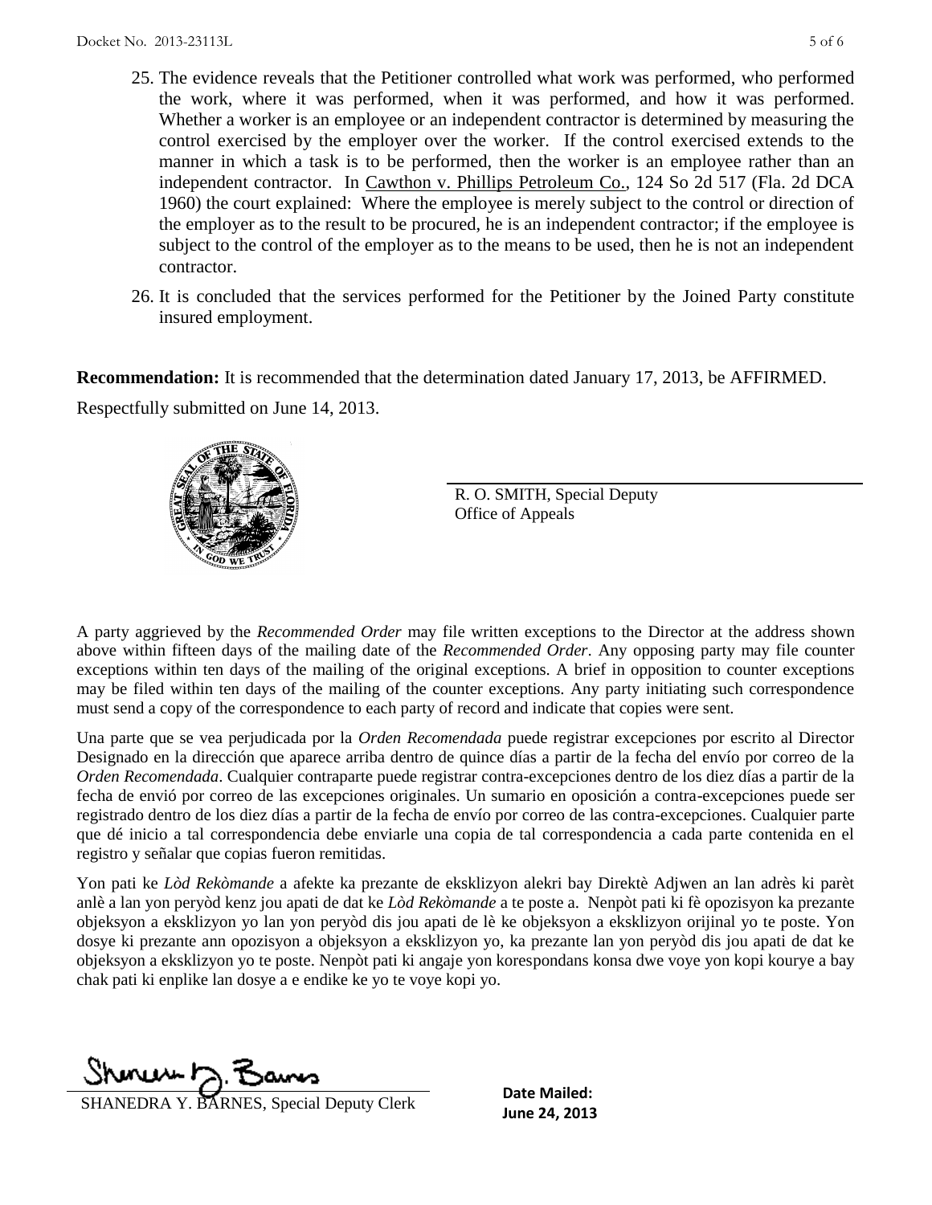25. The evidence reveals that the Petitioner controlled what work was performed, who performed the work, where it was performed, when it was performed, and how it was performed. Whether a worker is an employee or an independent contractor is determined by measuring the control exercised by the employer over the worker. If the control exercised extends to the manner in which a task is to be performed, then the worker is an employee rather than an independent contractor. In Cawthon v. Phillips Petroleum Co., 124 So 2d 517 (Fla. 2d DCA 1960) the court explained: Where the employee is merely subject to the control or direction of the employer as to the result to be procured, he is an independent contractor; if the employee is subject to the control of the employer as to the means to be used, then he is not an independent contractor.

26. It is concluded that the services performed for the Petitioner by the Joined Party constitute insured employment.

**Recommendation:** It is recommended that the determination dated January 17, 2013, be AFFIRMED.

Respectfully submitted on June 14, 2013.

R. O. SMITH, Special Deputy
Office of Appeals

A party aggrieved by the *Recommended Order* may file written exceptions to the Director at the address shown above within fifteen days of the mailing date of the *Recommended Order*. Any opposing party may file counter exceptions within ten days of the mailing of the original exceptions. A brief in opposition to counter exceptions may be filed within ten days of the mailing of the counter exceptions. Any party initiating such correspondence must send a copy of the correspondence to each party of record and indicate that copies were sent.

Una parte que se vea perjudicada por la *Orden Recomendada* puede registrar excepciones por escrito al Director Designado en la dirección que aparece arriba dentro de quince días a partir de la fecha del envío por correo de la *Orden Recomendada*. Cualquier contraparte puede registrar contra-excepciones dentro de los diez días a partir de la fecha de envió por correo de las excepciones originales. Un sumario en oposición a contra-excepciones puede ser registrado dentro de los diez días a partir de la fecha de envío por correo de las contra-excepciones. Cualquier parte que dé inicio a tal correspondencia debe enviarle una copia de tal correspondencia a cada parte contenida en el registro y señalar que copias fueron remitidas.

Yon pati ke *Lòd Rekòmande* a afekte ka prezante de eksklizyon alekri bay Direktè Adjwen an lan adrès ki parèt anlè a lan yon peryòd kenz jou apati de dat ke *Lòd Rekòmande* a te poste a. Nenpòt pati ki fè opozisyon ka prezante objeksyon a eksklizyon yo lan yon peryòd dis jou apati de lè ke objeksyon a eksklizyon orijinal yo te poste. Yon dosye ki prezante ann opozisyon a objeksyon a eksklizyon yo, ka prezante lan yon peryòd dis jou apati de dat ke objeksyon a eksklizyon yo te poste. Nenpòt pati ki angaje yon korespondans konsa dwe voye yon kopi kourye a bay chak pati ki enplike lan dosye a e endike ke yo te voye kopi yo.

SHANEDRA Y. BARNES, Special Deputy Clerk

**Date Mailed:**
**June 24, 2013**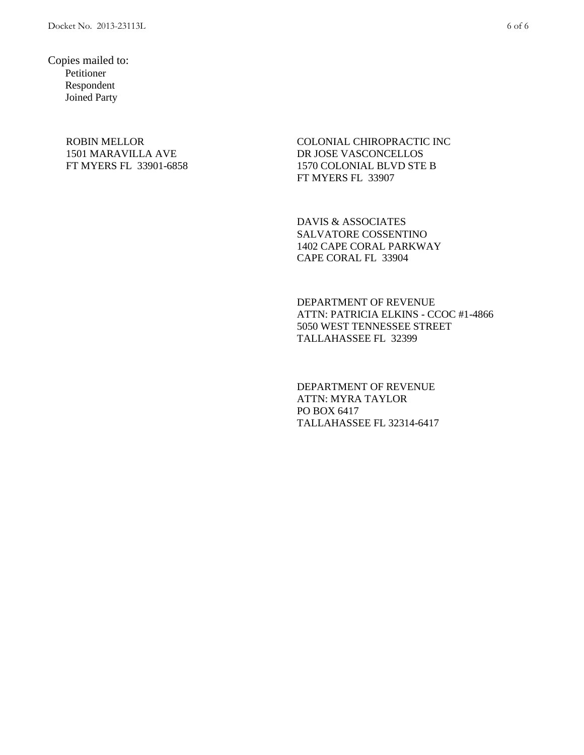Copies mailed to:

Petitioner
Respondent
Joined Party

ROBIN MELLOR
1501 MARAVILLA AVE
FT MYERS FL 33901-6858

COLONIAL CHIROPRACTIC INC
DR JOSE VASCONCELLOS
1570 COLONIAL BLVD STE B
FT MYERS FL 33907

DAVIS & ASSOCIATES
SALVATORE COSSENTINO
1402 CAPE CORAL PARKWAY
CAPE CORAL FL 33904

DEPARTMENT OF REVENUE
ATTN: PATRICIA ELKINS - CCOC #1-4866
5050 WEST TENNESSEE STREET
TALLAHASSEE FL 32399

DEPARTMENT OF REVENUE
ATTN: MYRA TAYLOR
PO BOX 6417
TALLAHASSEE FL 32314-6417